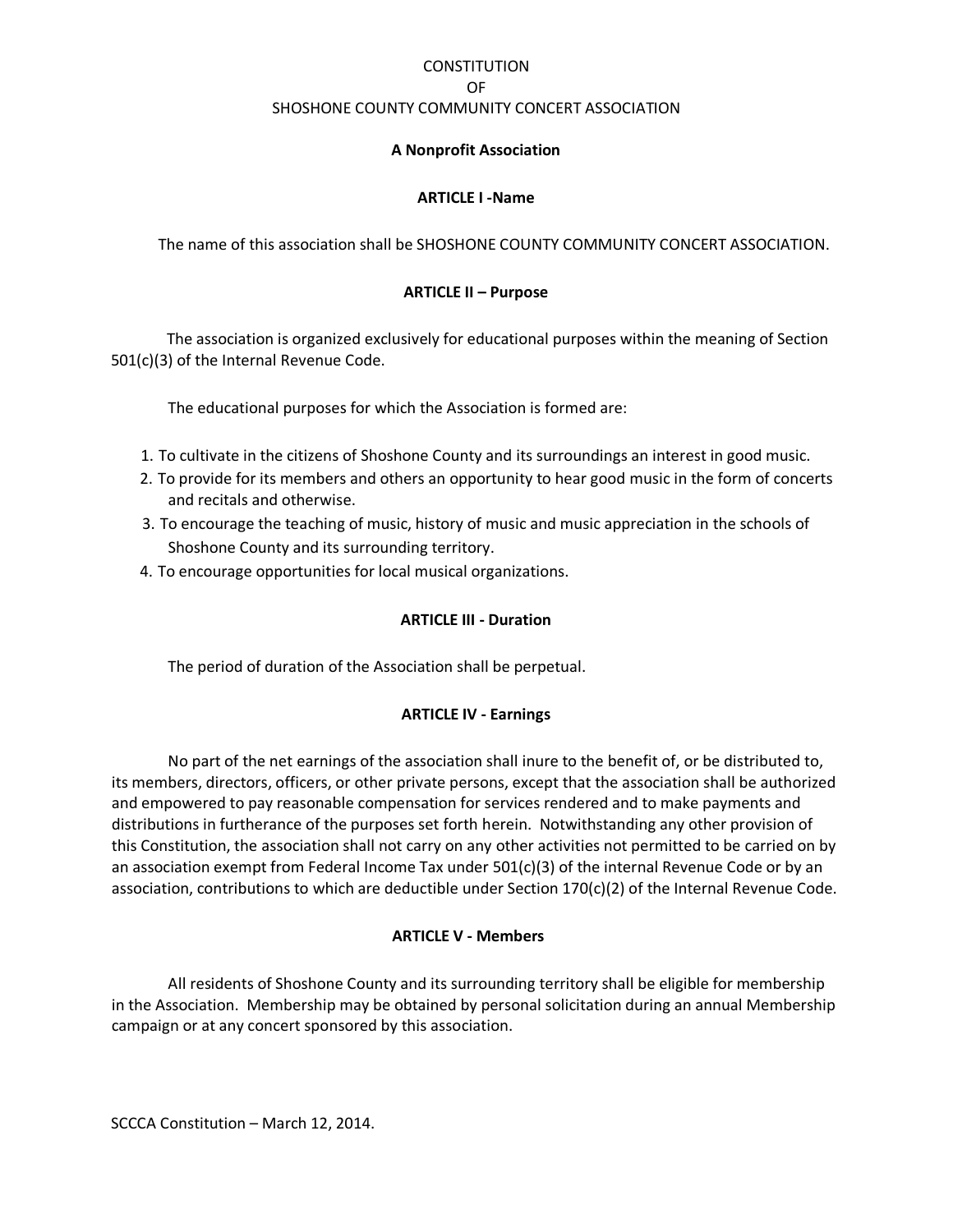# CONSTITUTION
# OF
# SHOSHONE COUNTY COMMUNITY CONCERT ASSOCIATION

**A Nonprofit Association**

## ARTICLE I -Name

The name of this association shall be SHOSHONE COUNTY COMMUNITY CONCERT ASSOCIATION.

## ARTICLE II – Purpose

The association is organized exclusively for educational purposes within the meaning of Section 501(c)(3) of the Internal Revenue Code.

The educational purposes for which the Association is formed are:

1. To cultivate in the citizens of Shoshone County and its surroundings an interest in good music.
2. To provide for its members and others an opportunity to hear good music in the form of concerts and recitals and otherwise.
3. To encourage the teaching of music, history of music and music appreciation in the schools of Shoshone County and its surrounding territory.
4. To encourage opportunities for local musical organizations.

## ARTICLE III - Duration

The period of duration of the Association shall be perpetual.

## ARTICLE IV - Earnings

No part of the net earnings of the association shall inure to the benefit of, or be distributed to, its members, directors, officers, or other private persons, except that the association shall be authorized and empowered to pay reasonable compensation for services rendered and to make payments and distributions in furtherance of the purposes set forth herein. Notwithstanding any other provision of this Constitution, the association shall not carry on any other activities not permitted to be carried on by an association exempt from Federal Income Tax under 501(c)(3) of the internal Revenue Code or by an association, contributions to which are deductible under Section 170(c)(2) of the Internal Revenue Code.

## ARTICLE V - Members

All residents of Shoshone County and its surrounding territory shall be eligible for membership in the Association. Membership may be obtained by personal solicitation during an annual Membership campaign or at any concert sponsored by this association.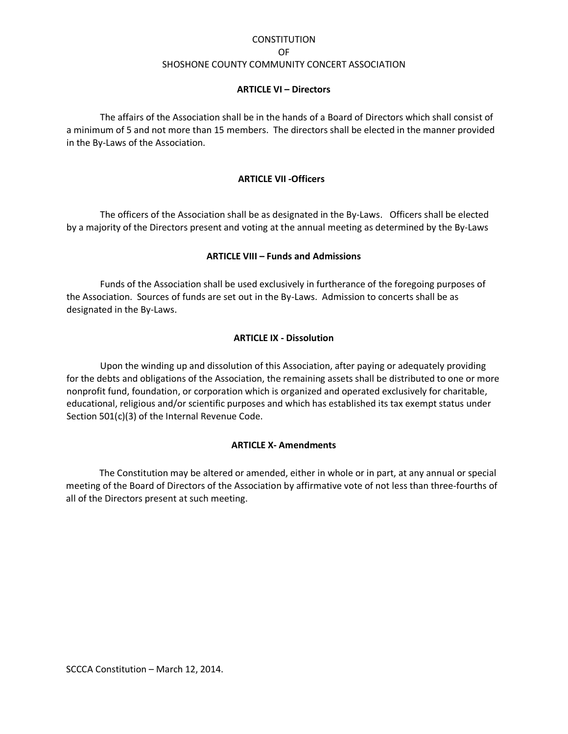CONSTITUTION
OF
SHOSHONE COUNTY COMMUNITY CONCERT ASSOCIATION

## ARTICLE VI – Directors

The affairs of the Association shall be in the hands of a Board of Directors which shall consist of a minimum of 5 and not more than 15 members. The directors shall be elected in the manner provided in the By-Laws of the Association.

## ARTICLE VII -Officers

The officers of the Association shall be as designated in the By-Laws. Officers shall be elected by a majority of the Directors present and voting at the annual meeting as determined by the By-Laws

## ARTICLE VIII – Funds and Admissions

Funds of the Association shall be used exclusively in furtherance of the foregoing purposes of the Association. Sources of funds are set out in the By-Laws. Admission to concerts shall be as designated in the By-Laws.

## ARTICLE IX - Dissolution

Upon the winding up and dissolution of this Association, after paying or adequately providing for the debts and obligations of the Association, the remaining assets shall be distributed to one or more nonprofit fund, foundation, or corporation which is organized and operated exclusively for charitable, educational, religious and/or scientific purposes and which has established its tax exempt status under Section 501(c)(3) of the Internal Revenue Code.

## ARTICLE X- Amendments

The Constitution may be altered or amended, either in whole or in part, at any annual or special meeting of the Board of Directors of the Association by affirmative vote of not less than three-fourths of all of the Directors present at such meeting.

SCCCA Constitution – March 12, 2014.